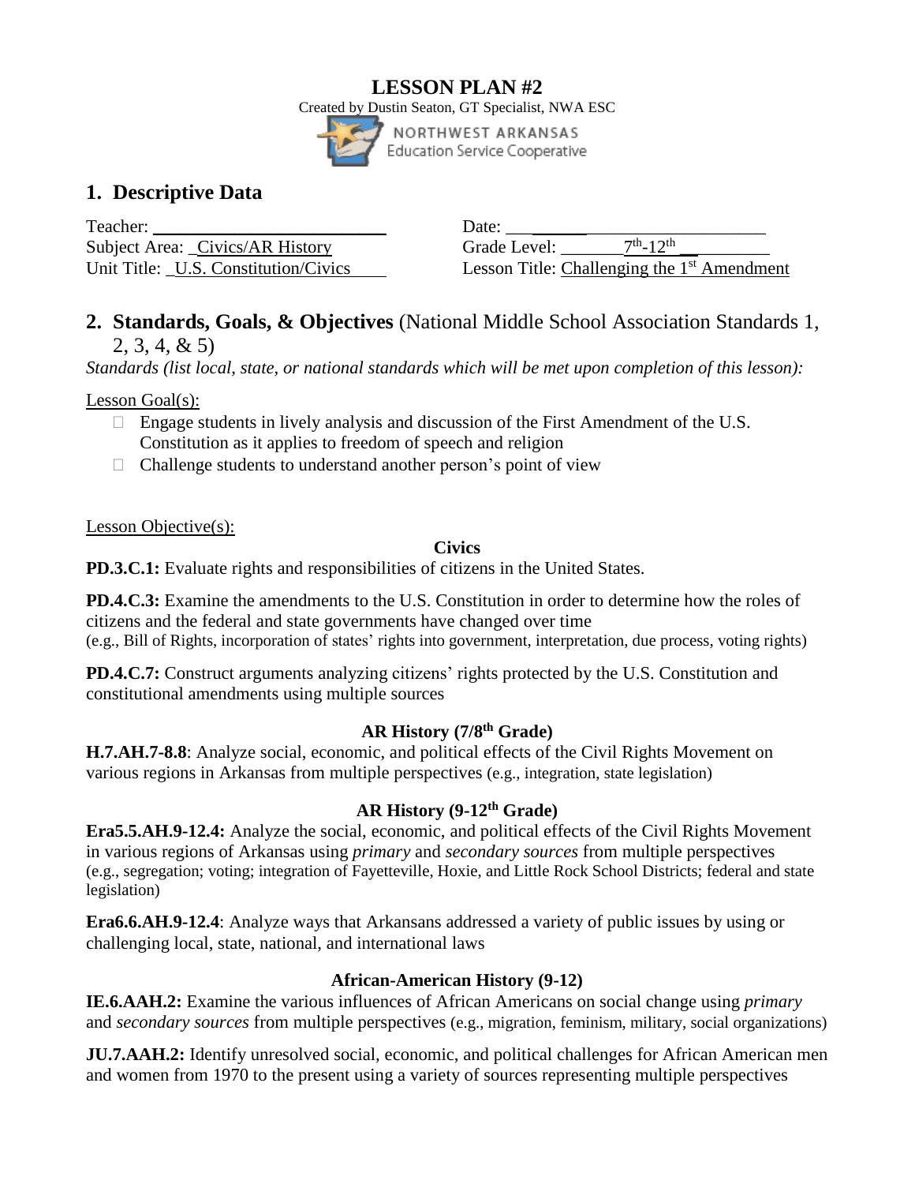# LESSON PLAN #2

Created by Dustin Seaton, GT Specialist, NWA ESC

NORTHWEST ARKANSAS
Education Service Cooperative

## 1. Descriptive Data

Teacher: ___________________________

Subject Area: Civics/AR History

Unit Title: U.S. Constitution/Civics

Date: ___________________________

Grade Level: 7th-12th

Lesson Title: Challenging the 1st Amendment

## 2. Standards, Goals, & Objectives (National Middle School Association Standards 1, 2, 3, 4, & 5)

*Standards (list local, state, or national standards which will be met upon completion of this lesson):*

Lesson Goal(s):

- Engage students in lively analysis and discussion of the First Amendment of the U.S. Constitution as it applies to freedom of speech and religion
- Challenge students to understand another person's point of view

Lesson Objective(s):

**Civics**

**PD.3.C.1:** Evaluate rights and responsibilities of citizens in the United States.

**PD.4.C.3:** Examine the amendments to the U.S. Constitution in order to determine how the roles of citizens and the federal and state governments have changed over time
(e.g., Bill of Rights, incorporation of states' rights into government, interpretation, due process, voting rights)

**PD.4.C.7:** Construct arguments analyzing citizens' rights protected by the U.S. Constitution and constitutional amendments using multiple sources

**AR History (7/8th Grade)**

**H.7.AH.7-8.8**: Analyze social, economic, and political effects of the Civil Rights Movement on various regions in Arkansas from multiple perspectives (e.g., integration, state legislation)

**AR History (9-12th Grade)**

**Era5.5.AH.9-12.4:** Analyze the social, economic, and political effects of the Civil Rights Movement in various regions of Arkansas using *primary* and *secondary sources* from multiple perspectives (e.g., segregation; voting; integration of Fayetteville, Hoxie, and Little Rock School Districts; federal and state legislation)

**Era6.6.AH.9-12.4**: Analyze ways that Arkansans addressed a variety of public issues by using or challenging local, state, national, and international laws

**African-American History (9-12)**

**IE.6.AAH.2:** Examine the various influences of African Americans on social change using *primary* and *secondary sources* from multiple perspectives (e.g., migration, feminism, military, social organizations)

**JU.7.AAH.2:** Identify unresolved social, economic, and political challenges for African American men and women from 1970 to the present using a variety of sources representing multiple perspectives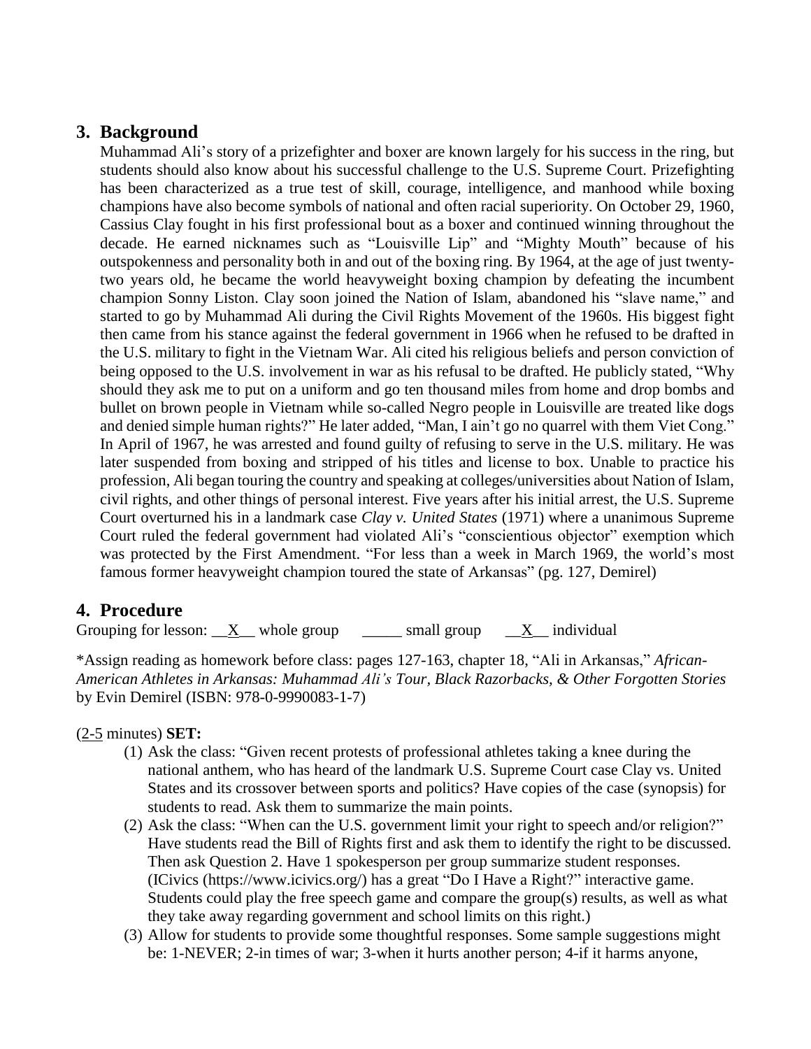## 3. Background

Muhammad Ali's story of a prizefighter and boxer are known largely for his success in the ring, but students should also know about his successful challenge to the U.S. Supreme Court. Prizefighting has been characterized as a true test of skill, courage, intelligence, and manhood while boxing champions have also become symbols of national and often racial superiority. On October 29, 1960, Cassius Clay fought in his first professional bout as a boxer and continued winning throughout the decade. He earned nicknames such as "Louisville Lip" and "Mighty Mouth" because of his outspokenness and personality both in and out of the boxing ring. By 1964, at the age of just twenty-two years old, he became the world heavyweight boxing champion by defeating the incumbent champion Sonny Liston. Clay soon joined the Nation of Islam, abandoned his "slave name," and started to go by Muhammad Ali during the Civil Rights Movement of the 1960s. His biggest fight then came from his stance against the federal government in 1966 when he refused to be drafted in the U.S. military to fight in the Vietnam War. Ali cited his religious beliefs and person conviction of being opposed to the U.S. involvement in war as his refusal to be drafted. He publicly stated, "Why should they ask me to put on a uniform and go ten thousand miles from home and drop bombs and bullet on brown people in Vietnam while so-called Negro people in Louisville are treated like dogs and denied simple human rights?" He later added, "Man, I ain't go no quarrel with them Viet Cong." In April of 1967, he was arrested and found guilty of refusing to serve in the U.S. military. He was later suspended from boxing and stripped of his titles and license to box. Unable to practice his profession, Ali began touring the country and speaking at colleges/universities about Nation of Islam, civil rights, and other things of personal interest. Five years after his initial arrest, the U.S. Supreme Court overturned his in a landmark case *Clay v. United States* (1971) where a unanimous Supreme Court ruled the federal government had violated Ali's "conscientious objector" exemption which was protected by the First Amendment. "For less than a week in March 1969, the world's most famous former heavyweight champion toured the state of Arkansas" (pg. 127, Demirel)

## 4. Procedure

Grouping for lesson: __X__ whole group _____ small group __X__ individual

*Assign reading as homework before class: pages 127-163, chapter 18, "Ali in Arkansas," *African-American Athletes in Arkansas: Muhammad Ali's Tour, Black Razorbacks, & Other Forgotten Stories* by Evin Demirel (ISBN: 978-0-9990083-1-7)

(2-5 minutes) **SET:**

(1) Ask the class: "Given recent protests of professional athletes taking a knee during the national anthem, who has heard of the landmark U.S. Supreme Court case Clay vs. United States and its crossover between sports and politics? Have copies of the case (synopsis) for students to read. Ask them to summarize the main points.

(2) Ask the class: "When can the U.S. government limit your right to speech and/or religion?" Have students read the Bill of Rights first and ask them to identify the right to be discussed. Then ask Question 2. Have 1 spokesperson per group summarize student responses. (ICivics (https://www.icivics.org/) has a great "Do I Have a Right?" interactive game. Students could play the free speech game and compare the group(s) results, as well as what they take away regarding government and school limits on this right.)

(3) Allow for students to provide some thoughtful responses. Some sample suggestions might be: 1-NEVER; 2-in times of war; 3-when it hurts another person; 4-if it harms anyone,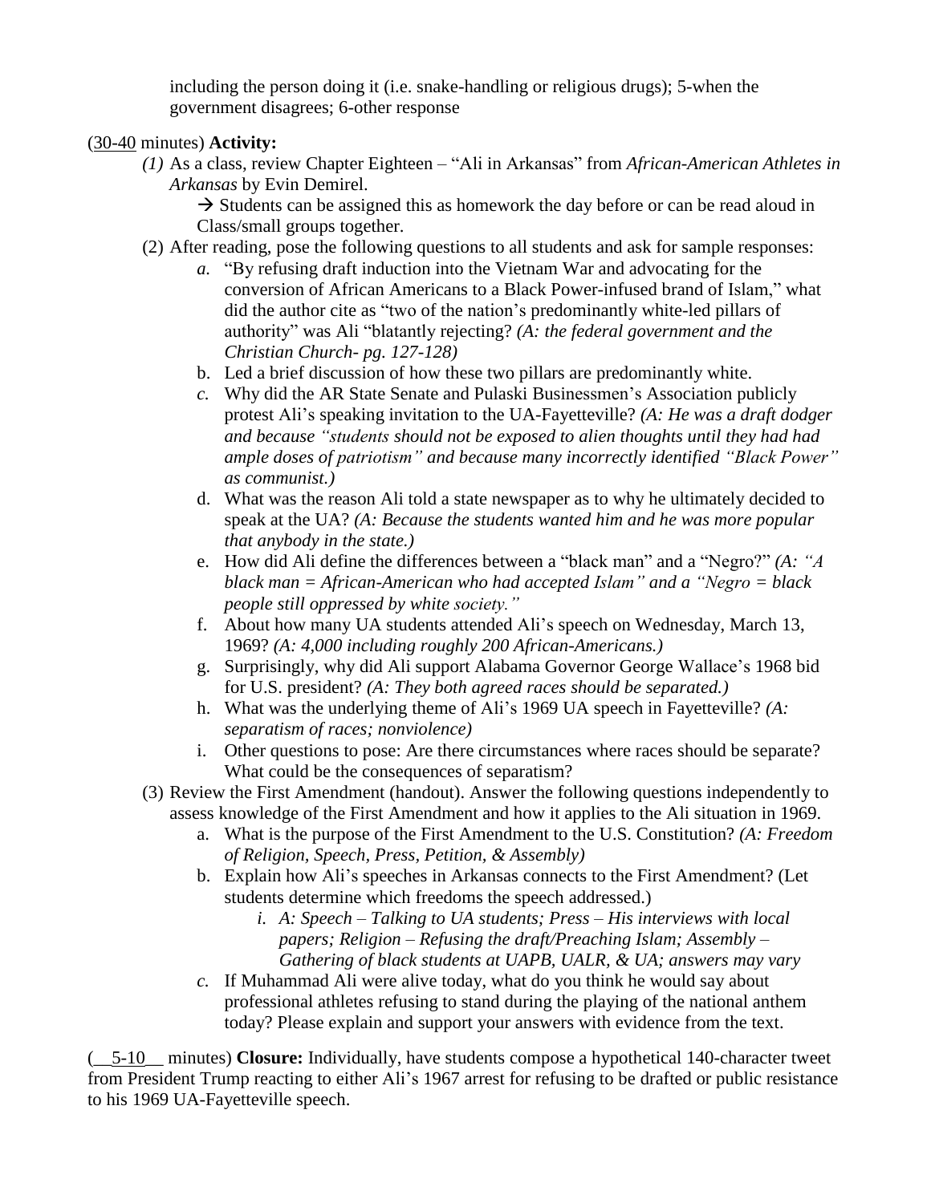including the person doing it (i.e. snake-handling or religious drugs); 5-when the government disagrees; 6-other response

(30-40 minutes) **Activity:**

*(1)* As a class, review Chapter Eighteen – "Ali in Arkansas" from *African-American Athletes in Arkansas* by Evin Demirel.

→ Students can be assigned this as homework the day before or can be read aloud in Class/small groups together.

(2) After reading, pose the following questions to all students and ask for sample responses:

*a.* "By refusing draft induction into the Vietnam War and advocating for the conversion of African Americans to a Black Power-infused brand of Islam," what did the author cite as "two of the nation's predominantly white-led pillars of authority" was Ali "blatantly rejecting? *(A: the federal government and the Christian Church- pg. 127-128)*

b. Led a brief discussion of how these two pillars are predominantly white.

*c.* Why did the AR State Senate and Pulaski Businessmen's Association publicly protest Ali's speaking invitation to the UA-Fayetteville? *(A: He was a draft dodger and because "students should not be exposed to alien thoughts until they had had ample doses of patriotism" and because many incorrectly identified "Black Power" as communist.)*

d. What was the reason Ali told a state newspaper as to why he ultimately decided to speak at the UA? *(A: Because the students wanted him and he was more popular that anybody in the state.)*

e. How did Ali define the differences between a "black man" and a "Negro?" *(A: "A black man = African-American who had accepted Islam" and a "Negro = black people still oppressed by white society."*

f. About how many UA students attended Ali's speech on Wednesday, March 13, 1969? *(A: 4,000 including roughly 200 African-Americans.)*

g. Surprisingly, why did Ali support Alabama Governor George Wallace's 1968 bid for U.S. president? *(A: They both agreed races should be separated.)*

h. What was the underlying theme of Ali's 1969 UA speech in Fayetteville? *(A: separatism of races; nonviolence)*

i. Other questions to pose: Are there circumstances where races should be separate? What could be the consequences of separatism?

(3) Review the First Amendment (handout). Answer the following questions independently to assess knowledge of the First Amendment and how it applies to the Ali situation in 1969.

a. What is the purpose of the First Amendment to the U.S. Constitution? *(A: Freedom of Religion, Speech, Press, Petition, & Assembly)*

b. Explain how Ali's speeches in Arkansas connects to the First Amendment? (Let students determine which freedoms the speech addressed.)

*i. A: Speech – Talking to UA students; Press – His interviews with local papers; Religion – Refusing the draft/Preaching Islam; Assembly – Gathering of black students at UAPB, UALR, & UA; answers may vary*

*c.* If Muhammad Ali were alive today, what do you think he would say about professional athletes refusing to stand during the playing of the national anthem today? Please explain and support your answers with evidence from the text.

(5-10 minutes) **Closure:** Individually, have students compose a hypothetical 140-character tweet from President Trump reacting to either Ali's 1967 arrest for refusing to be drafted or public resistance to his 1969 UA-Fayetteville speech.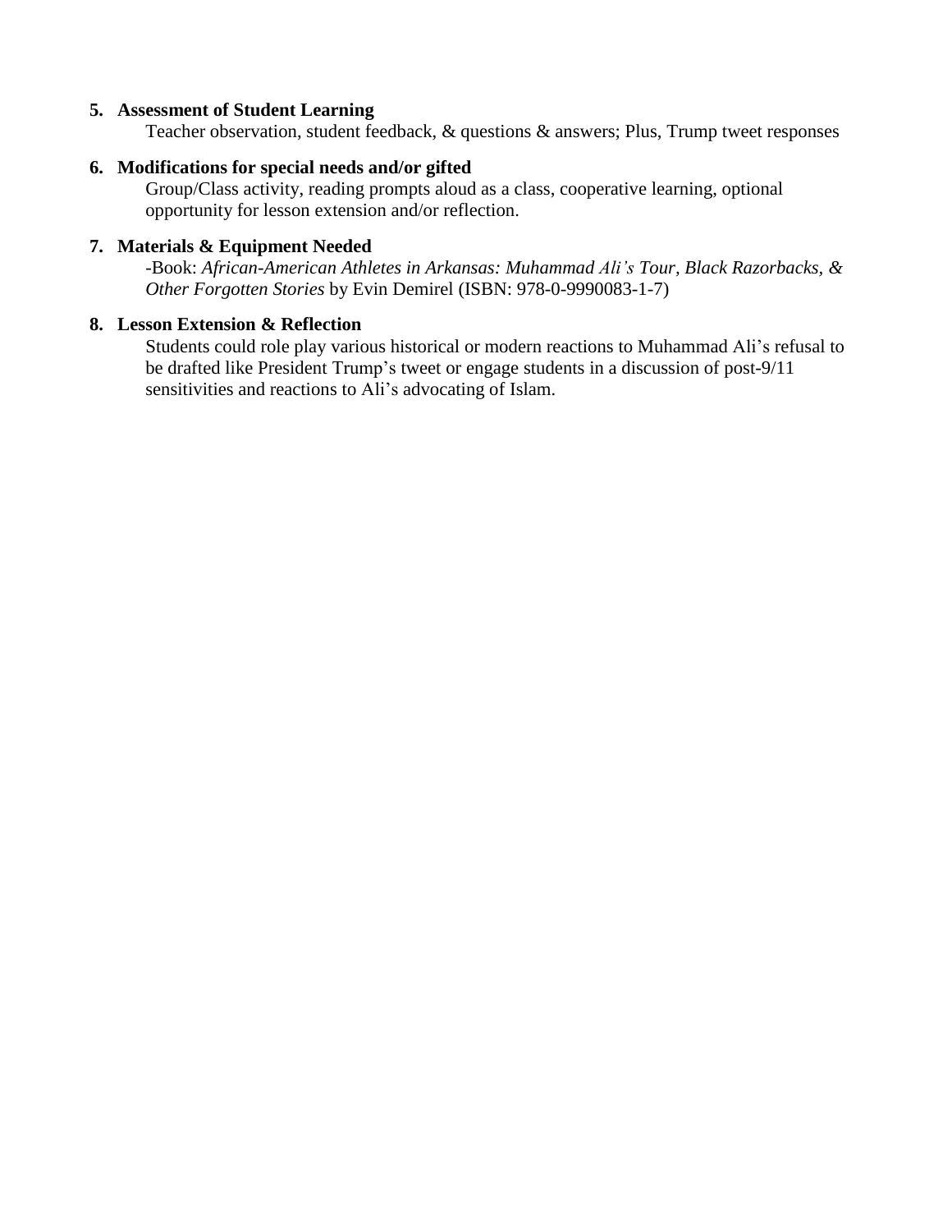**5. Assessment of Student Learning**

Teacher observation, student feedback, & questions & answers; Plus, Trump tweet responses

**6. Modifications for special needs and/or gifted**

Group/Class activity, reading prompts aloud as a class, cooperative learning, optional opportunity for lesson extension and/or reflection.

**7. Materials & Equipment Needed**

-Book: *African-American Athletes in Arkansas: Muhammad Ali's Tour, Black Razorbacks, & Other Forgotten Stories* by Evin Demirel (ISBN: 978-0-9990083-1-7)

**8. Lesson Extension & Reflection**

Students could role play various historical or modern reactions to Muhammad Ali's refusal to be drafted like President Trump's tweet or engage students in a discussion of post-9/11 sensitivities and reactions to Ali's advocating of Islam.